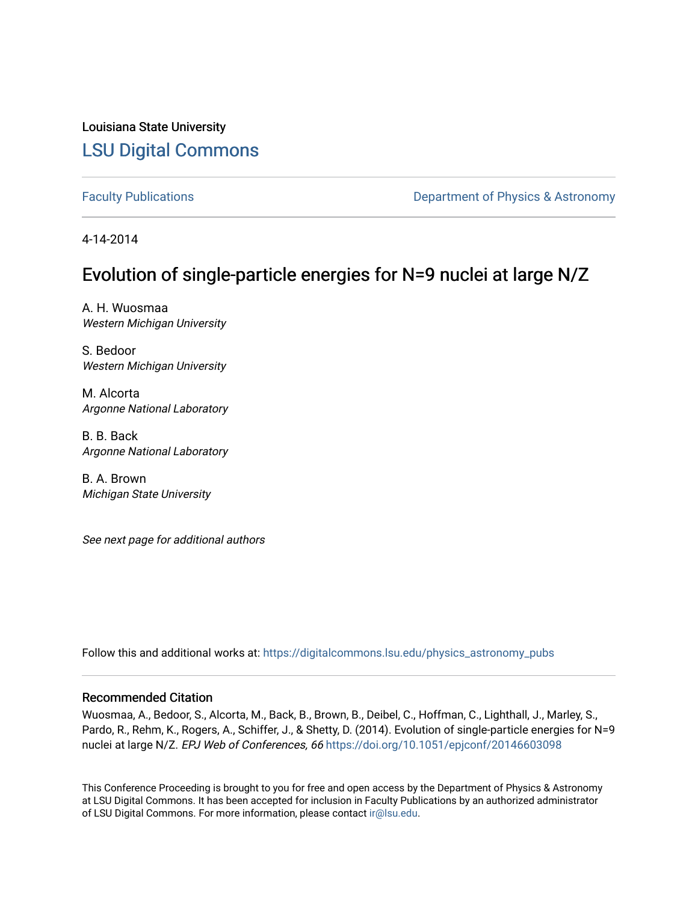Louisiana State University

# LSU Digital Commons

Faculty Publications | Department of Physics & Astronomy

4-14-2014

## Evolution of single-particle energies for N=9 nuclei at large N/Z

A. H. Wuosmaa
*Western Michigan University*

S. Bedoor
*Western Michigan University*

M. Alcorta
*Argonne National Laboratory*

B. B. Back
*Argonne National Laboratory*

B. A. Brown
*Michigan State University*

*See next page for additional authors*

Follow this and additional works at: https://digitalcommons.lsu.edu/physics_astronomy_pubs

### Recommended Citation

Wuosmaa, A., Bedoor, S., Alcorta, M., Back, B., Brown, B., Deibel, C., Hoffman, C., Lighthall, J., Marley, S., Pardo, R., Rehm, K., Rogers, A., Schiffer, J., & Shetty, D. (2014). Evolution of single-particle energies for N=9 nuclei at large N/Z. *EPJ Web of Conferences, 66* https://doi.org/10.1051/epjconf/20146603098

This Conference Proceeding is brought to you for free and open access by the Department of Physics & Astronomy at LSU Digital Commons. It has been accepted for inclusion in Faculty Publications by an authorized administrator of LSU Digital Commons. For more information, please contact ir@lsu.edu.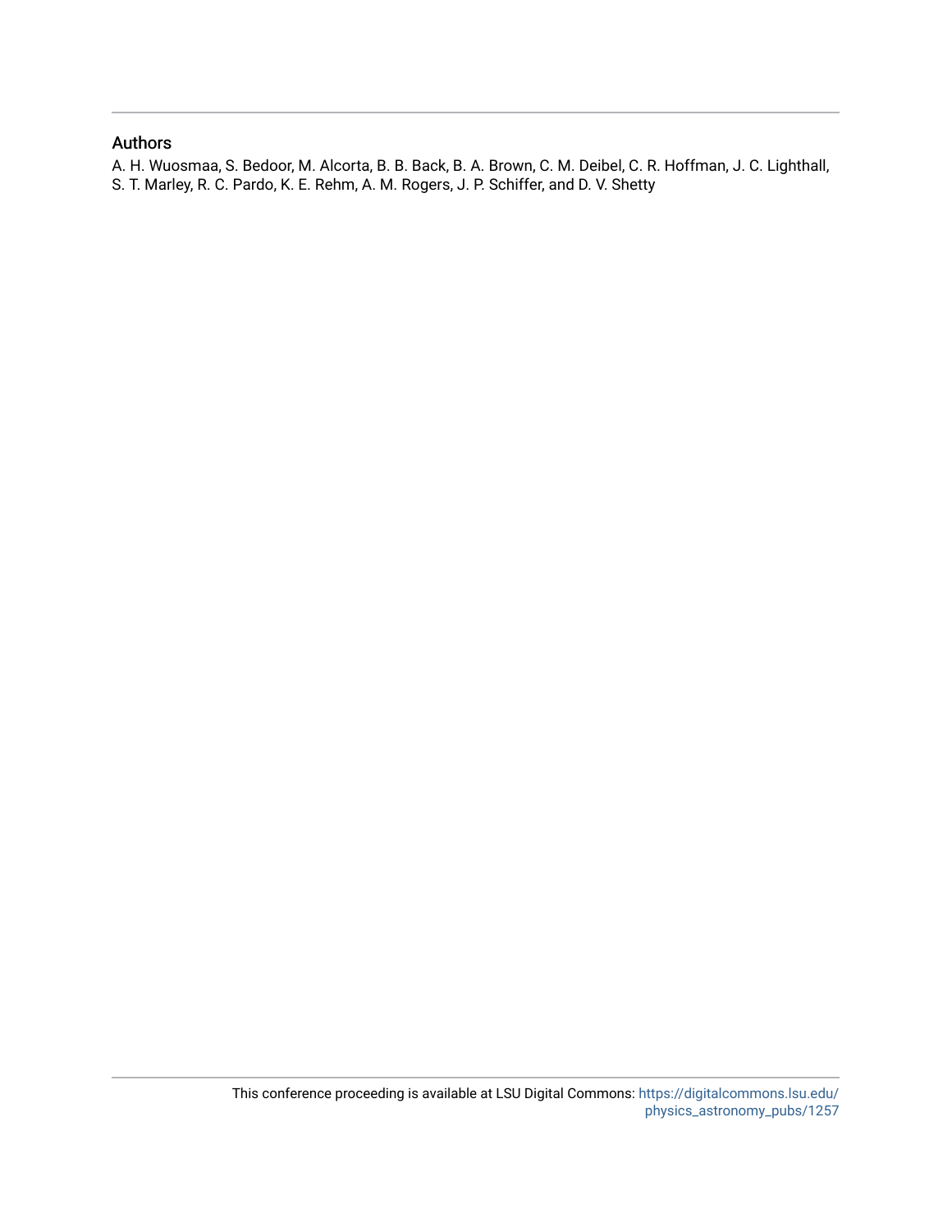## Authors

A. H. Wuosmaa, S. Bedoor, M. Alcorta, B. B. Back, B. A. Brown, C. M. Deibel, C. R. Hoffman, J. C. Lighthall, S. T. Marley, R. C. Pardo, K. E. Rehm, A. M. Rogers, J. P. Schiffer, and D. V. Shetty

This conference proceeding is available at LSU Digital Commons: https://digitalcommons.lsu.edu/physics_astronomy_pubs/1257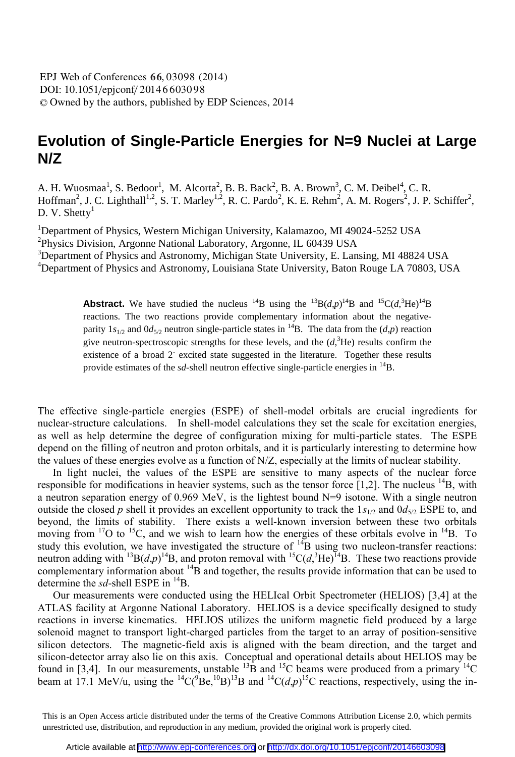# Evolution of Single-Particle Energies for N=9 Nuclei at Large N/Z

A. H. Wuosmaa[1], S. Bedoor[1], M. Alcorta[2], B. B. Back[2], B. A. Brown[3], C. M. Deibel[4], C. R. Hoffman[2], J. C. Lighthall[1,2], S. T. Marley[1,2], R. C. Pardo[2], K. E. Rehm[2], A. M. Rogers[2], J. P. Schiffer[2], D. V. Shetty[1]

[1]Department of Physics, Western Michigan University, Kalamazoo, MI 49024-5252 USA

[2]Physics Division, Argonne National Laboratory, Argonne, IL 60439 USA

[3]Department of Physics and Astronomy, Michigan State University, E. Lansing, MI 48824 USA

[4]Department of Physics and Astronomy, Louisiana State University, Baton Rouge LA 70803, USA

**Abstract.** We have studied the nucleus $^{14}$B using the $^{13}$B($d$,$p$)$^{14}$B and $^{15}$C($d$,$^3$He)$^{14}$B reactions. The two reactions provide complementary information about the negative-parity $1s_{1/2}$ and $0d_{5/2}$ neutron single-particle states in $^{14}$B. The data from the ($d$,$p$) reaction give neutron-spectroscopic strengths for these levels, and the ($d$,$^3$He) results confirm the existence of a broad $2^-$ excited state suggested in the literature. Together these results provide estimates of the *sd*-shell neutron effective single-particle energies in $^{14}$B.

The effective single-particle energies (ESPE) of shell-model orbitals are crucial ingredients for nuclear-structure calculations. In shell-model calculations they set the scale for excitation energies, as well as help determine the degree of configuration mixing for multi-particle states. The ESPE depend on the filling of neutron and proton orbitals, and it is particularly interesting to determine how the values of these energies evolve as a function of N/Z, especially at the limits of nuclear stability.

In light nuclei, the values of the ESPE are sensitive to many aspects of the nuclear force responsible for modifications in heavier systems, such as the tensor force [1,2]. The nucleus $^{14}$B, with a neutron separation energy of 0.969 MeV, is the lightest bound N=9 isotone. With a single neutron outside the closed *p* shell it provides an excellent opportunity to track the $1s_{1/2}$ and $0d_{5/2}$ ESPE to, and beyond, the limits of stability. There exists a well-known inversion between these two orbitals moving from $^{17}$O to $^{15}$C, and we wish to learn how the energies of these orbitals evolve in $^{14}$B. To study this evolution, we have investigated the structure of $^{14}$B using two nucleon-transfer reactions: neutron adding with $^{13}$B($d$,$p$)$^{14}$B, and proton removal with $^{15}$C($d$,$^3$He)$^{14}$B. These two reactions provide complementary information about $^{14}$B and together, the results provide information that can be used to determine the *sd*-shell ESPE in $^{14}$B.

Our measurements were conducted using the HELIcal Orbit Spectrometer (HELIOS) [3,4] at the ATLAS facility at Argonne National Laboratory. HELIOS is a device specifically designed to study reactions in inverse kinematics. HELIOS utilizes the uniform magnetic field produced by a large solenoid magnet to transport light-charged particles from the target to an array of position-sensitive silicon detectors. The magnetic-field axis is aligned with the beam direction, and the target and silicon-detector array also lie on this axis. Conceptual and operational details about HELIOS may be found in [3,4]. In our measurements, unstable $^{13}$B and $^{15}$C beams were produced from a primary $^{14}$C beam at 17.1 MeV/u, using the $^{14}$C($^9$Be,$^{10}$B)$^{13}$B and $^{14}$C($d$,$p$)$^{15}$C reactions, respectively, using the in-

This is an Open Access article distributed under the terms of the Creative Commons Attribution License 2.0, which permits unrestricted use, distribution, and reproduction in any medium, provided the original work is properly cited.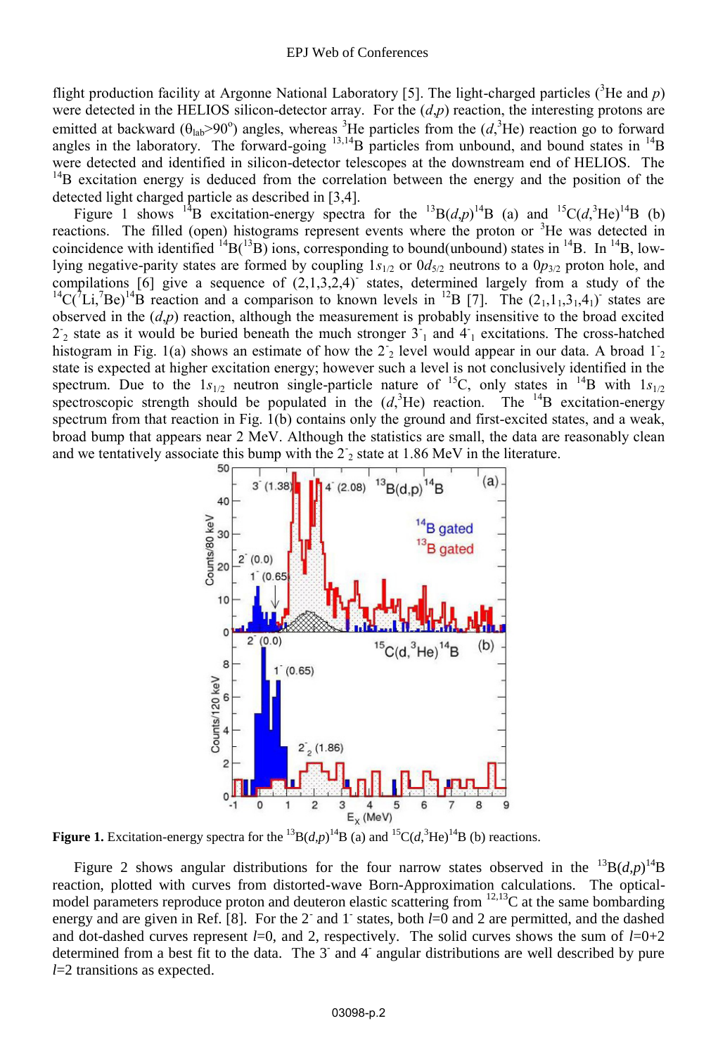flight production facility at Argonne National Laboratory [5]. The light-charged particles ($^{3}$He and $p$) were detected in the HELIOS silicon-detector array. For the ($d$,$p$) reaction, the interesting protons are emitted at backward ($\theta_{lab}$>90°) angles, whereas $^{3}$He particles from the ($d$,$^{3}$He) reaction go to forward angles in the laboratory. The forward-going $^{13,14}$B particles from unbound, and bound states in $^{14}$B were detected and identified in silicon-detector telescopes at the downstream end of HELIOS. The $^{14}$B excitation energy is deduced from the correlation between the energy and the position of the detected light charged particle as described in [3,4].

Figure 1 shows $^{14}$B excitation-energy spectra for the $^{13}$B($d$,$p$)$^{14}$B (a) and $^{15}$C($d$,$^{3}$He)$^{14}$B (b) reactions. The filled (open) histograms represent events where the proton or $^{3}$He was detected in coincidence with identified $^{14}$B($^{13}$B) ions, corresponding to bound(unbound) states in $^{14}$B. In $^{14}$B, low-lying negative-parity states are formed by coupling $1s_{1/2}$ or $0d_{5/2}$ neutrons to a $0p_{3/2}$ proton hole, and compilations [6] give a sequence of $(2,1,3,2,4)^{-}$ states, determined largely from a study of the $^{14}$C($^{7}$Li,$^{7}$Be)$^{14}$B reaction and a comparison to known levels in $^{12}$B [7]. The $(2_1,1_1,3_1,4_1)^{-}$ states are observed in the ($d$,$p$) reaction, although the measurement is probably insensitive to the broad excited $2^{-}_{2}$ state as it would be buried beneath the much stronger $3^{-}_{1}$ and $4^{-}_{1}$ excitations. The cross-hatched histogram in Fig. 1(a) shows an estimate of how the $2^{-}_{2}$ level would appear in our data. A broad $1^{-}_{2}$ state is expected at higher excitation energy; however such a level is not conclusively identified in the spectrum. Due to the $1s_{1/2}$ neutron single-particle nature of $^{15}$C, only states in $^{14}$B with $1s_{1/2}$ spectroscopic strength should be populated in the ($d$,$^{3}$He) reaction. The $^{14}$B excitation-energy spectrum from that reaction in Fig. 1(b) contains only the ground and first-excited states, and a weak, broad bump that appears near 2 MeV. Although the statistics are small, the data are reasonably clean and we tentatively associate this bump with the $2^{-}_{2}$ state at 1.86 MeV in the literature.

**Figure 1.** Excitation-energy spectra for the $^{13}$B($d$,$p$)$^{14}$B (a) and $^{15}$C($d$,$^{3}$He)$^{14}$B (b) reactions.

Figure 2 shows angular distributions for the four narrow states observed in the $^{13}$B($d$,$p$)$^{14}$B reaction, plotted with curves from distorted-wave Born-Approximation calculations. The optical-model parameters reproduce proton and deuteron elastic scattering from $^{12,13}$C at the same bombarding energy and are given in Ref. [8]. For the $2^{-}$ and $1^{-}$ states, both $l$=0 and 2 are permitted, and the dashed and dot-dashed curves represent $l$=0, and 2, respectively. The solid curves shows the sum of $l$=0+2 determined from a best fit to the data. The $3^{-}$ and $4^{-}$ angular distributions are well described by pure $l$=2 transitions as expected.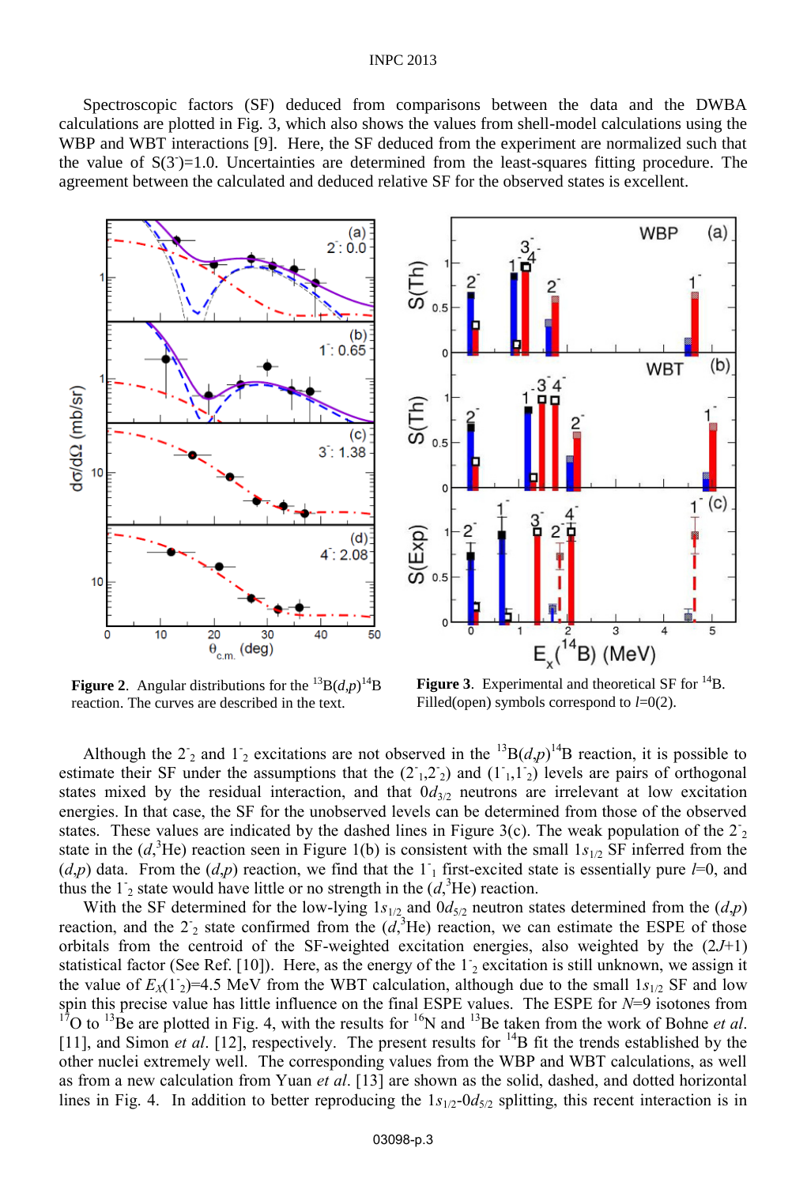Spectroscopic factors (SF) deduced from comparisons between the data and the DWBA calculations are plotted in Fig. 3, which also shows the values from shell-model calculations using the WBP and WBT interactions [9]. Here, the SF deduced from the experiment are normalized such that the value of $S(3^-)=1.0$. Uncertainties are determined from the least-squares fitting procedure. The agreement between the calculated and deduced relative SF for the observed states is excellent.

**Figure 2**. Angular distributions for the $^{13}$B($d$,$p$)$^{14}$B reaction. The curves are described in the text.

**Figure 3**. Experimental and theoretical SF for $^{14}$B. Filled(open) symbols correspond to $l$=0(2).

Although the $2^-_2$ and $1^-_2$ excitations are not observed in the $^{13}$B($d$,$p$)$^{14}$B reaction, it is possible to estimate their SF under the assumptions that the ($2^-_1$,$2^-_2$) and ($1^-_1$,$1^-_2$) levels are pairs of orthogonal states mixed by the residual interaction, and that $0d_{3/2}$ neutrons are irrelevant at low excitation energies. In that case, the SF for the unobserved levels can be determined from those of the observed states. These values are indicated by the dashed lines in Figure 3(c). The weak population of the $2^-_2$ state in the ($d$,$^3$He) reaction seen in Figure 1(b) is consistent with the small $1s_{1/2}$ SF inferred from the ($d$,$p$) data. From the ($d$,$p$) reaction, we find that the $1^-_1$ first-excited state is essentially pure $l$=0, and thus the $1^-_2$ state would have little or no strength in the ($d$,$^3$He) reaction.

With the SF determined for the low-lying $1s_{1/2}$ and $0d_{5/2}$ neutron states determined from the ($d$,$p$) reaction, and the $2^-_2$ state confirmed from the ($d$,$^3$He) reaction, we can estimate the ESPE of those orbitals from the centroid of the SF-weighted excitation energies, also weighted by the $(2J+1)$ statistical factor (See Ref. [10]). Here, as the energy of the $1^-_2$ excitation is still unknown, we assign it the value of $E_X(1^-_2)$=4.5 MeV from the WBT calculation, although due to the small $1s_{1/2}$ SF and low spin this precise value has little influence on the final ESPE values. The ESPE for $N$=9 isotones from $^{17}$O to $^{13}$Be are plotted in Fig. 4, with the results for $^{16}$N and $^{13}$Be taken from the work of Bohne *et al.* [11], and Simon *et al.* [12], respectively. The present results for $^{14}$B fit the trends established by the other nuclei extremely well. The corresponding values from the WBP and WBT calculations, as well as from a new calculation from Yuan *et al.* [13] are shown as the solid, dashed, and dotted horizontal lines in Fig. 4. In addition to better reproducing the $1s_{1/2}$-$0d_{5/2}$ splitting, this recent interaction is in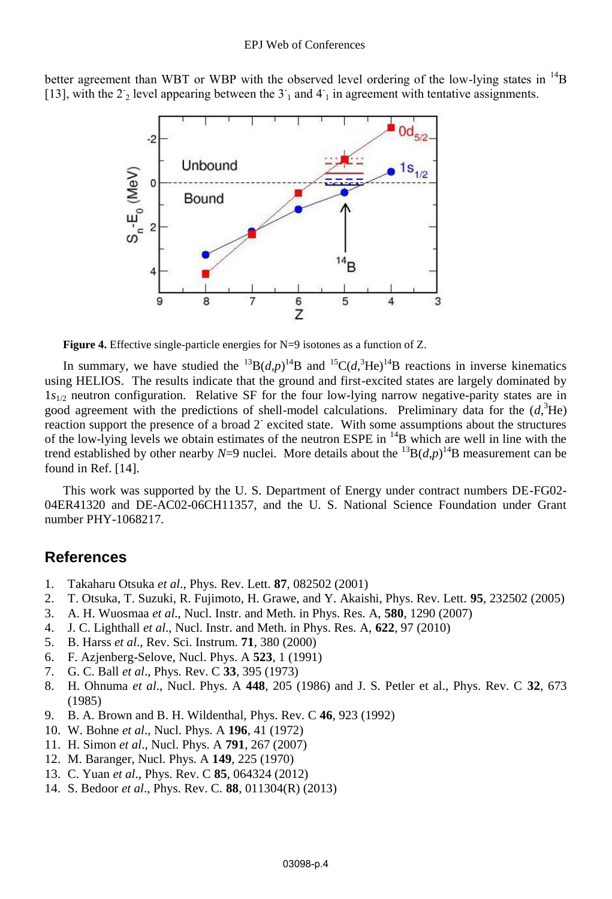better agreement than WBT or WBP with the observed level ordering of the low-lying states in $^{14}$B [13], with the $2^-_2$ level appearing between the $3^-_1$ and $4^-_1$ in agreement with tentative assignments.

-2
0
2
4
Unbound
Bound
$0d_{5/2}$
$1s_{1/2}$
$^{14}$B
$S_n$-$E_0$ (MeV)
9
8
7
6
5
4
3
Z

**Figure 4.** Effective single-particle energies for N=9 isotones as a function of Z.

In summary, we have studied the $^{13}$B($d$,$p$)$^{14}$B and $^{15}$C($d$,$^3$He)$^{14}$B reactions in inverse kinematics using HELIOS. The results indicate that the ground and first-excited states are largely dominated by $1s_{1/2}$ neutron configuration. Relative SF for the four low-lying narrow negative-parity states are in good agreement with the predictions of shell-model calculations. Preliminary data for the ($d$,$^3$He) reaction support the presence of a broad $2^-$ excited state. With some assumptions about the structures of the low-lying levels we obtain estimates of the neutron ESPE in $^{14}$B which are well in line with the trend established by other nearby $N$=9 nuclei. More details about the $^{13}$B($d$,$p$)$^{14}$B measurement can be found in Ref. [14].

This work was supported by the U. S. Department of Energy under contract numbers DE-FG02-04ER41320 and DE-AC02-06CH11357, and the U. S. National Science Foundation under Grant number PHY-1068217.

## References

1. Takaharu Otsuka *et al*., Phys. Rev. Lett. **87**, 082502 (2001)
2. T. Otsuka, T. Suzuki, R. Fujimoto, H. Grawe, and Y. Akaishi, Phys. Rev. Lett. **95**, 232502 (2005)
3. A. H. Wuosmaa *et al*., Nucl. Instr. and Meth. in Phys. Res. A, **580**, 1290 (2007)
4. J. C. Lighthall *et al*., Nucl. Instr. and Meth. in Phys. Res. A, **622**, 97 (2010)
5. B. Harss *et al*., Rev. Sci. Instrum. **71**, 380 (2000)
6. F. Azjenberg-Selove, Nucl. Phys. A **523**, 1 (1991)
7. G. C. Ball *et al*., Phys. Rev. C **33**, 395 (1973)
8. H. Ohnuma *et al*., Nucl. Phys. A **448**, 205 (1986) and J. S. Petler et al., Phys. Rev. C **32**, 673 (1985)
9. B. A. Brown and B. H. Wildenthal, Phys. Rev. C **46**, 923 (1992)
10. W. Bohne *et al*., Nucl. Phys. A **196**, 41 (1972)
11. H. Simon *et al*., Nucl. Phys. A **791**, 267 (2007)
12. M. Baranger, Nucl. Phys. A **149**, 225 (1970)
13. C. Yuan *et al*., Phys. Rev. C **85**, 064324 (2012)
14. S. Bedoor *et al*., Phys. Rev. C. **88**, 011304(R) (2013)